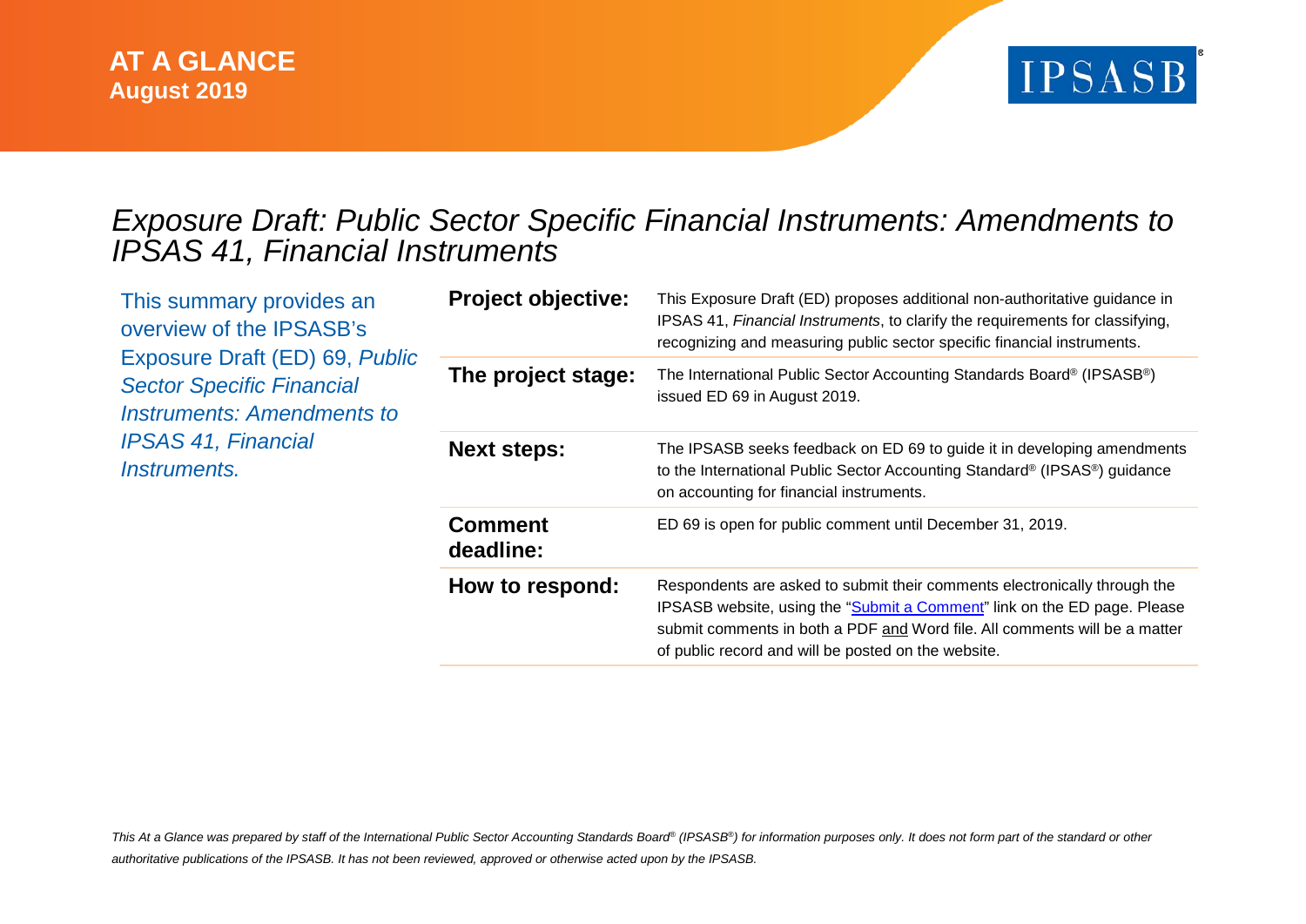**AT A GLANCE**
**August 2019**

IPSASB®

# *Exposure Draft: Public Sector Specific Financial Instruments: Amendments to IPSAS 41, Financial Instruments*

This summary provides an overview of the IPSASB's Exposure Draft (ED) 69, *Public Sector Specific Financial Instruments: Amendments to IPSAS 41, Financial Instruments.*

| | |
|---|---|
| **Project objective:** | This Exposure Draft (ED) proposes additional non-authoritative guidance in IPSAS 41, *Financial Instruments*, to clarify the requirements for classifying, recognizing and measuring public sector specific financial instruments. |
| **The project stage:** | The International Public Sector Accounting Standards Board® (IPSASB®) issued ED 69 in August 2019. |
| **Next steps:** | The IPSASB seeks feedback on ED 69 to guide it in developing amendments to the International Public Sector Accounting Standard® (IPSAS®) guidance on accounting for financial instruments. |
| **Comment deadline:** | ED 69 is open for public comment until December 31, 2019. |
| **How to respond:** | Respondents are asked to submit their comments electronically through the IPSASB website, using the "Submit a Comment" link on the ED page. Please submit comments in both a PDF and Word file. All comments will be a matter of public record and will be posted on the website. |

*This At a Glance was prepared by staff of the International Public Sector Accounting Standards Board® (IPSASB®) for information purposes only. It does not form part of the standard or other authoritative publications of the IPSASB. It has not been reviewed, approved or otherwise acted upon by the IPSASB.*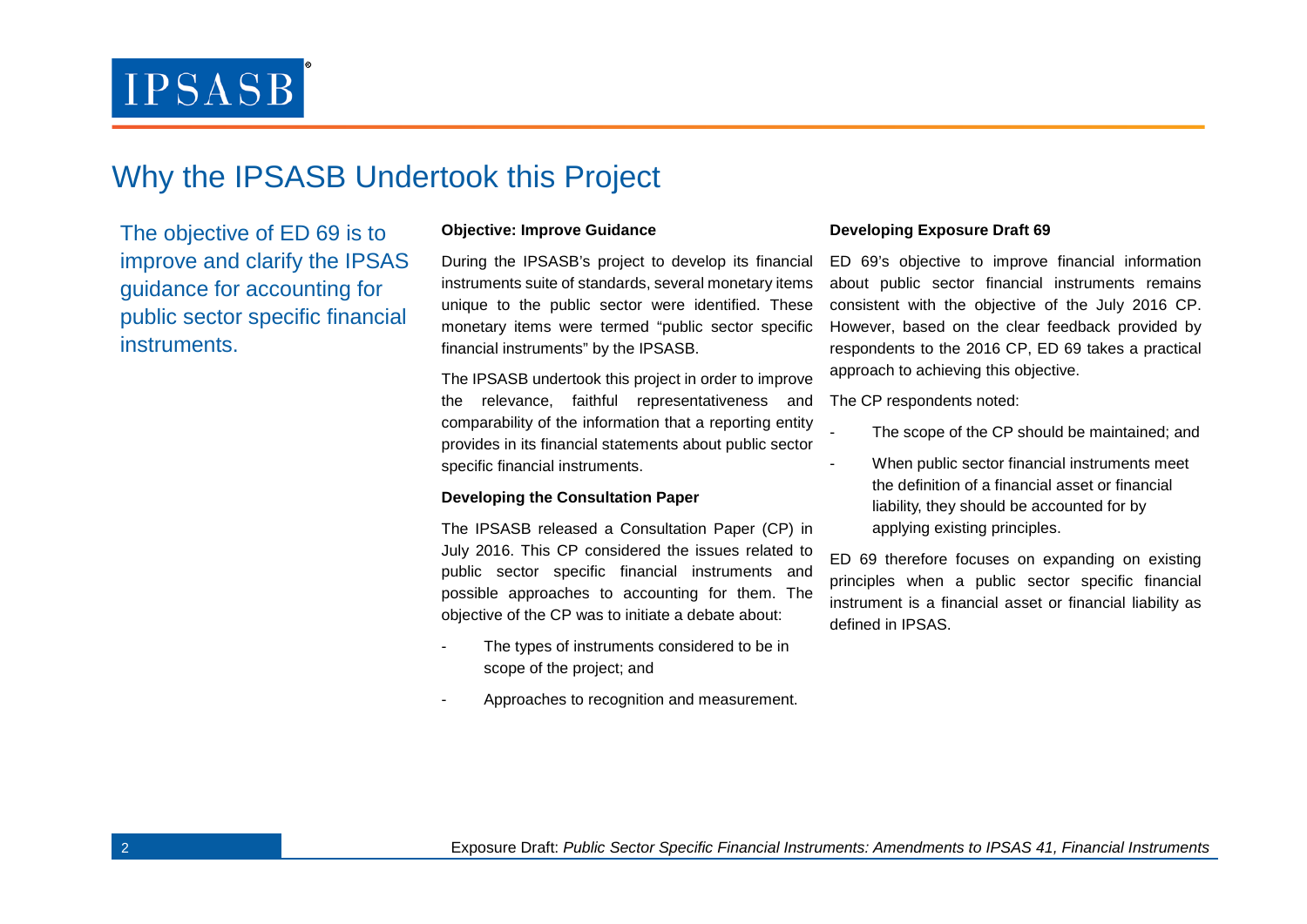# Why the IPSASB Undertook this Project

The objective of ED 69 is to improve and clarify the IPSAS guidance for accounting for public sector specific financial instruments.

**Objective: Improve Guidance**

During the IPSASB's project to develop its financial instruments suite of standards, several monetary items unique to the public sector were identified. These monetary items were termed "public sector specific financial instruments" by the IPSASB.

The IPSASB undertook this project in order to improve the relevance, faithful representativeness and comparability of the information that a reporting entity provides in its financial statements about public sector specific financial instruments.

**Developing the Consultation Paper**

The IPSASB released a Consultation Paper (CP) in July 2016. This CP considered the issues related to public sector specific financial instruments and possible approaches to accounting for them. The objective of the CP was to initiate a debate about:

- The types of instruments considered to be in scope of the project; and
- Approaches to recognition and measurement.

**Developing Exposure Draft 69**

ED 69's objective to improve financial information about public sector financial instruments remains consistent with the objective of the July 2016 CP. However, based on the clear feedback provided by respondents to the 2016 CP, ED 69 takes a practical approach to achieving this objective.

The CP respondents noted:

- The scope of the CP should be maintained; and
- When public sector financial instruments meet the definition of a financial asset or financial liability, they should be accounted for by applying existing principles.

ED 69 therefore focuses on expanding on existing principles when a public sector specific financial instrument is a financial asset or financial liability as defined in IPSAS.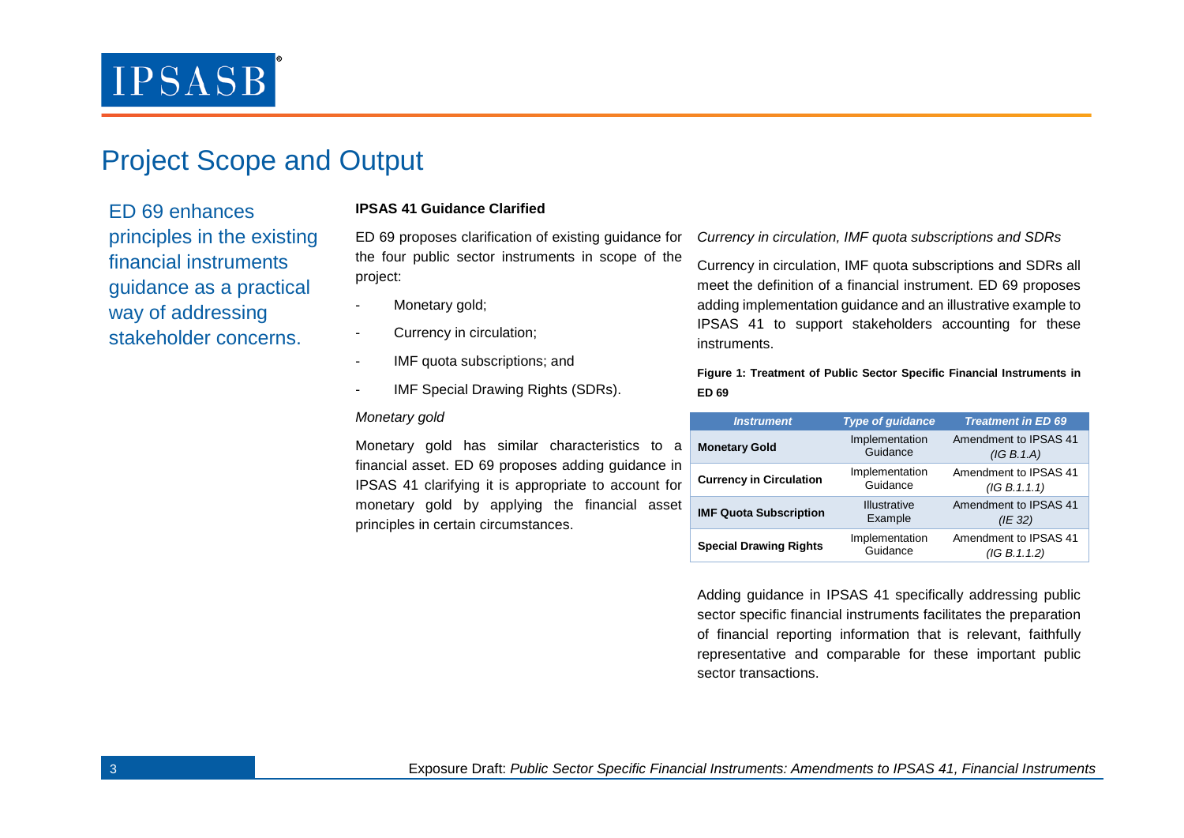## Project Scope and Output

ED 69 enhances principles in the existing financial instruments guidance as a practical way of addressing stakeholder concerns.

**IPSAS 41 Guidance Clarified**

ED 69 proposes clarification of existing guidance for the four public sector instruments in scope of the project:

- Monetary gold;
- Currency in circulation;
- IMF quota subscriptions; and
- IMF Special Drawing Rights (SDRs).

*Monetary gold*

Monetary gold has similar characteristics to a financial asset. ED 69 proposes adding guidance in IPSAS 41 clarifying it is appropriate to account for monetary gold by applying the financial asset principles in certain circumstances.

*Currency in circulation, IMF quota subscriptions and SDRs*

Currency in circulation, IMF quota subscriptions and SDRs all meet the definition of a financial instrument. ED 69 proposes adding implementation guidance and an illustrative example to IPSAS 41 to support stakeholders accounting for these instruments.

**Figure 1: Treatment of Public Sector Specific Financial Instruments in ED 69**

| *Instrument* | *Type of guidance* | *Treatment in ED 69* |
|---|---|---|
| **Monetary Gold** | Implementation Guidance | Amendment to IPSAS 41 *(IG B.1.A)* |
| **Currency in Circulation** | Implementation Guidance | Amendment to IPSAS 41 *(IG B.1.1.1)* |
| **IMF Quota Subscription** | Illustrative Example | Amendment to IPSAS 41 *(IE 32)* |
| **Special Drawing Rights** | Implementation Guidance | Amendment to IPSAS 41 *(IG B.1.1.2)* |

Adding guidance in IPSAS 41 specifically addressing public sector specific financial instruments facilitates the preparation of financial reporting information that is relevant, faithfully representative and comparable for these important public sector transactions.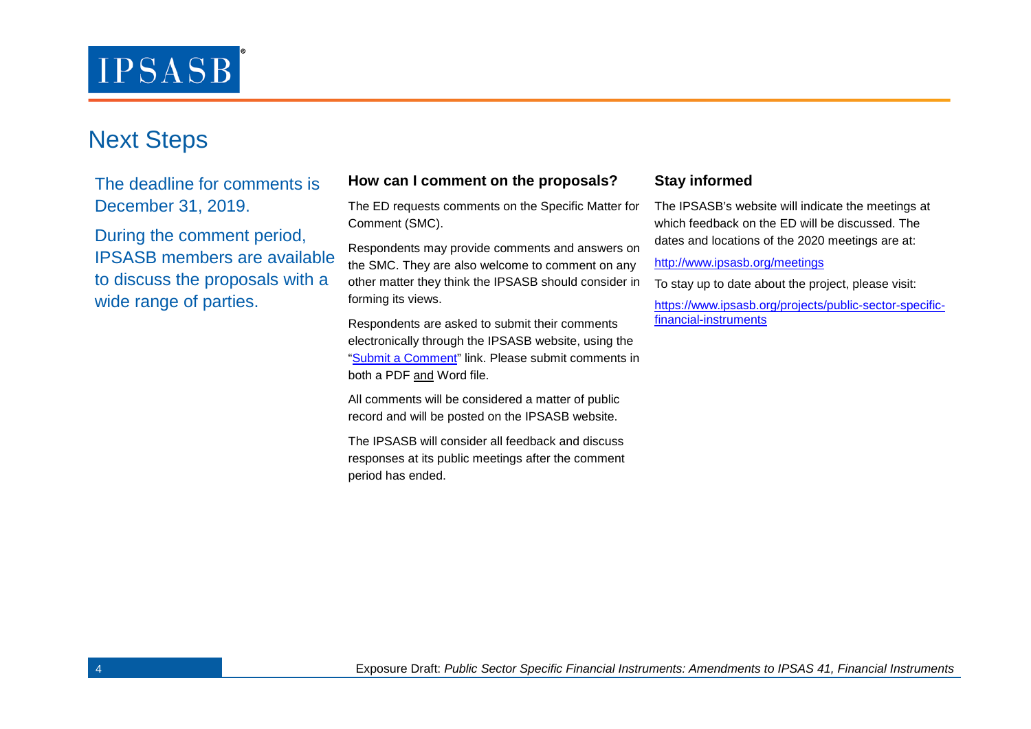## Next Steps

The deadline for comments is December 31, 2019.

During the comment period, IPSASB members are available to discuss the proposals with a wide range of parties.

**How can I comment on the proposals?**

The ED requests comments on the Specific Matter for Comment (SMC).

Respondents may provide comments and answers on the SMC. They are also welcome to comment on any other matter they think the IPSASB should consider in forming its views.

Respondents are asked to submit their comments electronically through the IPSASB website, using the "Submit a Comment" link. Please submit comments in both a PDF and Word file.

All comments will be considered a matter of public record and will be posted on the IPSASB website.

The IPSASB will consider all feedback and discuss responses at its public meetings after the comment period has ended.

**Stay informed**

The IPSASB's website will indicate the meetings at which feedback on the ED will be discussed. The dates and locations of the 2020 meetings are at:

http://www.ipsasb.org/meetings

To stay up to date about the project, please visit:

https://www.ipsasb.org/projects/public-sector-specific-financial-instruments